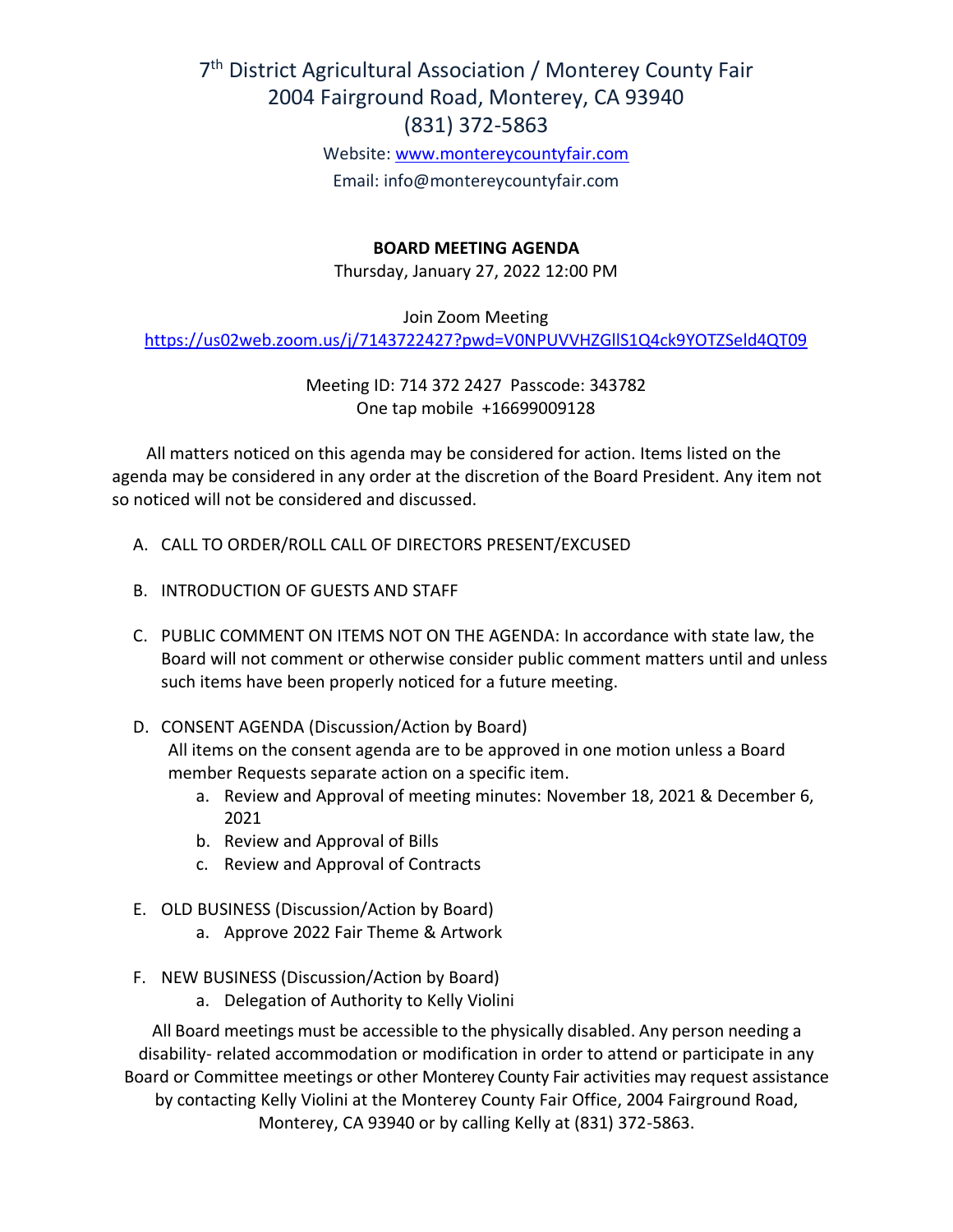# 7th District Agricultural Association / Monterey County Fair
# 2004 Fairground Road, Monterey, CA 93940
# (831) 372-5863

Website: www.montereycountyfair.com

Email: info@montereycountyfair.com

**BOARD MEETING AGENDA**

Thursday, January 27, 2022 12:00 PM

Join Zoom Meeting

https://us02web.zoom.us/j/7143722427?pwd=V0NPUVVHZGllS1Q4ck9YOTZSeld4QT09

Meeting ID: 714 372 2427 Passcode: 343782

One tap mobile +16699009128

All matters noticed on this agenda may be considered for action. Items listed on the agenda may be considered in any order at the discretion of the Board President. Any item not so noticed will not be considered and discussed.

A. CALL TO ORDER/ROLL CALL OF DIRECTORS PRESENT/EXCUSED

B. INTRODUCTION OF GUESTS AND STAFF

C. PUBLIC COMMENT ON ITEMS NOT ON THE AGENDA: In accordance with state law, the Board will not comment or otherwise consider public comment matters until and unless such items have been properly noticed for a future meeting.

D. CONSENT AGENDA (Discussion/Action by Board)
   All items on the consent agenda are to be approved in one motion unless a Board member Requests separate action on a specific item.
   a. Review and Approval of meeting minutes: November 18, 2021 & December 6, 2021
   b. Review and Approval of Bills
   c. Review and Approval of Contracts

E. OLD BUSINESS (Discussion/Action by Board)
   a. Approve 2022 Fair Theme & Artwork

F. NEW BUSINESS (Discussion/Action by Board)
   a. Delegation of Authority to Kelly Violini

All Board meetings must be accessible to the physically disabled. Any person needing a disability- related accommodation or modification in order to attend or participate in any Board or Committee meetings or other Monterey County Fair activities may request assistance by contacting Kelly Violini at the Monterey County Fair Office, 2004 Fairground Road, Monterey, CA 93940 or by calling Kelly at (831) 372-5863.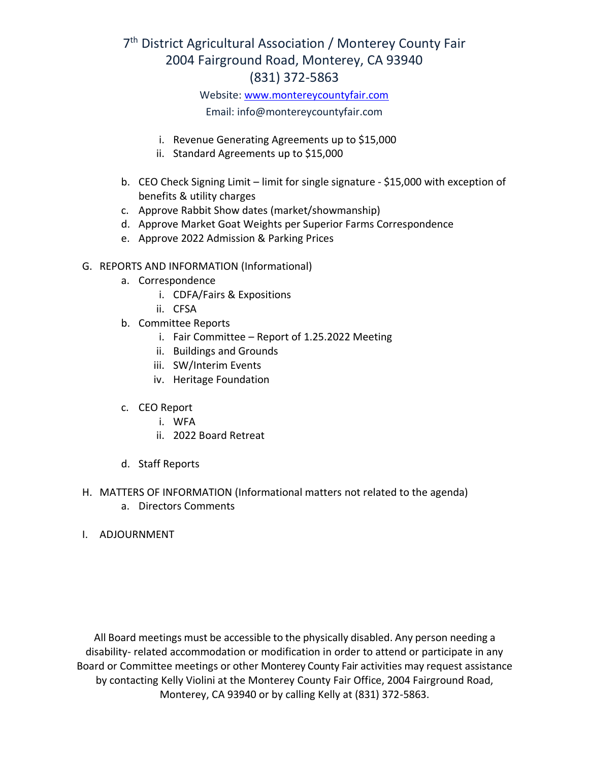7th District Agricultural Association / Monterey County Fair
2004 Fairground Road, Monterey, CA 93940
(831) 372-5863

Website: www.montereycountyfair.com

Email: info@montereycountyfair.com

      i. Revenue Generating Agreements up to $15,000
      ii. Standard Agreements up to $15,000

   b. CEO Check Signing Limit – limit for single signature - $15,000 with exception of benefits & utility charges
   c. Approve Rabbit Show dates (market/showmanship)
   d. Approve Market Goat Weights per Superior Farms Correspondence
   e. Approve 2022 Admission & Parking Prices

G. REPORTS AND INFORMATION (Informational)
   a. Correspondence
      i. CDFA/Fairs & Expositions
      ii. CFSA
   b. Committee Reports
      i. Fair Committee – Report of 1.25.2022 Meeting
      ii. Buildings and Grounds
      iii. SW/Interim Events
      iv. Heritage Foundation

   c. CEO Report
      i. WFA
      ii. 2022 Board Retreat

   d. Staff Reports

H. MATTERS OF INFORMATION (Informational matters not related to the agenda)
   a. Directors Comments

I. ADJOURNMENT

All Board meetings must be accessible to the physically disabled. Any person needing a disability- related accommodation or modification in order to attend or participate in any Board or Committee meetings or other Monterey County Fair activities may request assistance by contacting Kelly Violini at the Monterey County Fair Office, 2004 Fairground Road, Monterey, CA 93940 or by calling Kelly at (831) 372-5863.